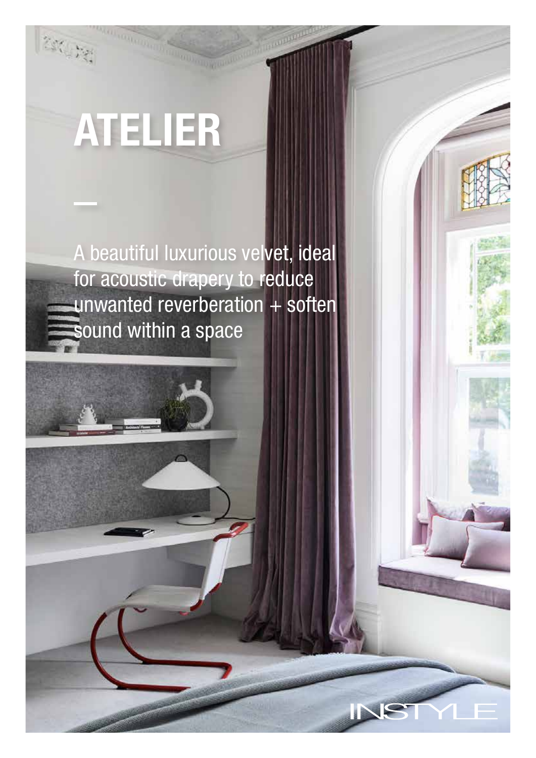# ATELIER

—

A beautiful luxurious velvet, ideal for acoustic drapery to reduce unwanted reverberation + soften sound within a space

INSTYLE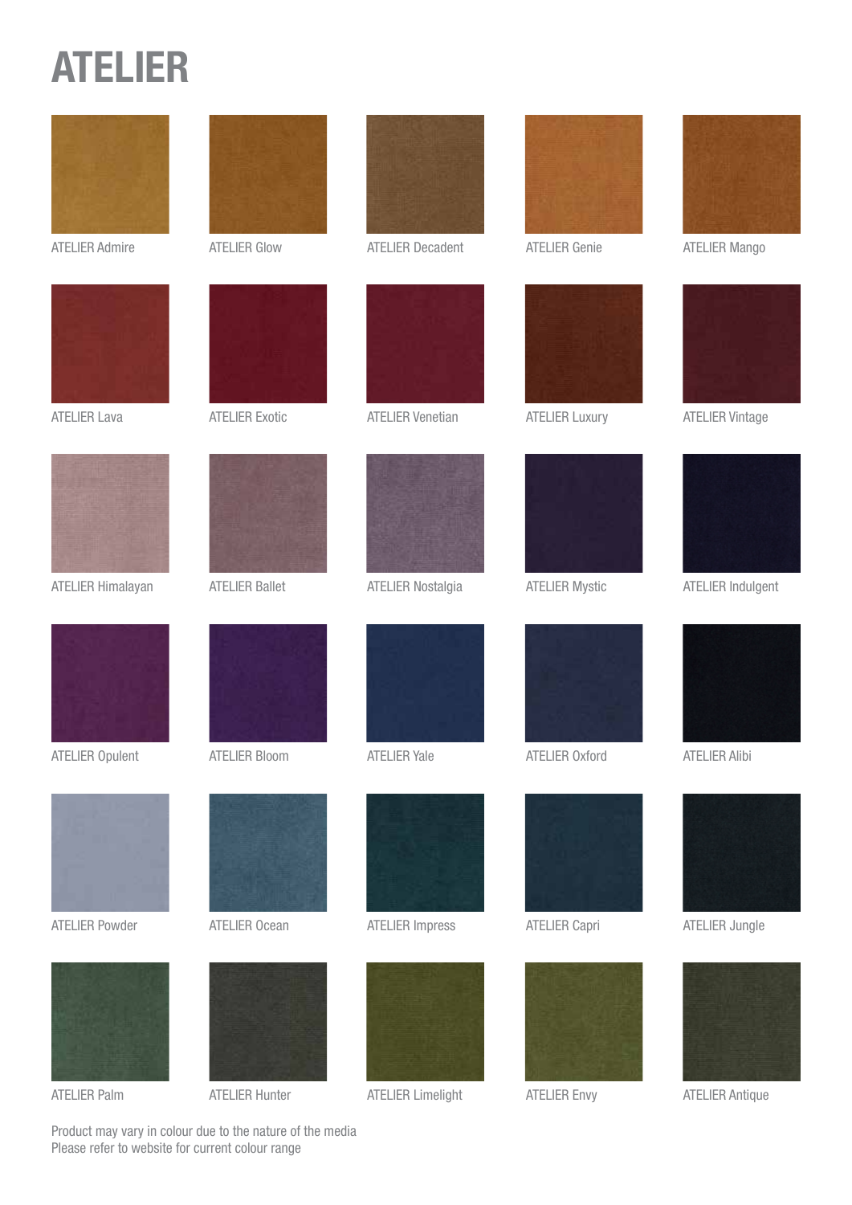# ATELIER

ATELIER Admire

ATELIER Glow

ATELIER Decadent

ATELIER Genie

ATELIER Mango

ATELIER Lava

ATELIER Exotic

ATELIER Venetian

ATELIER Luxury

ATELIER Vintage

ATELIER Himalayan

ATELIER Ballet

ATELIER Nostalgia

ATELIER Mystic

ATELIER Indulgent

ATELIER Opulent

ATELIER Bloom

ATELIER Yale

ATELIER Oxford

ATELIER Alibi

ATELIER Powder

ATELIER Ocean

ATELIER Impress

ATELIER Capri

ATELIER Jungle

ATELIER Palm

ATELIER Hunter

ATELIER Limelight

ATELIER Envy

ATELIER Antique

Product may vary in colour due to the nature of the media
Please refer to website for current colour range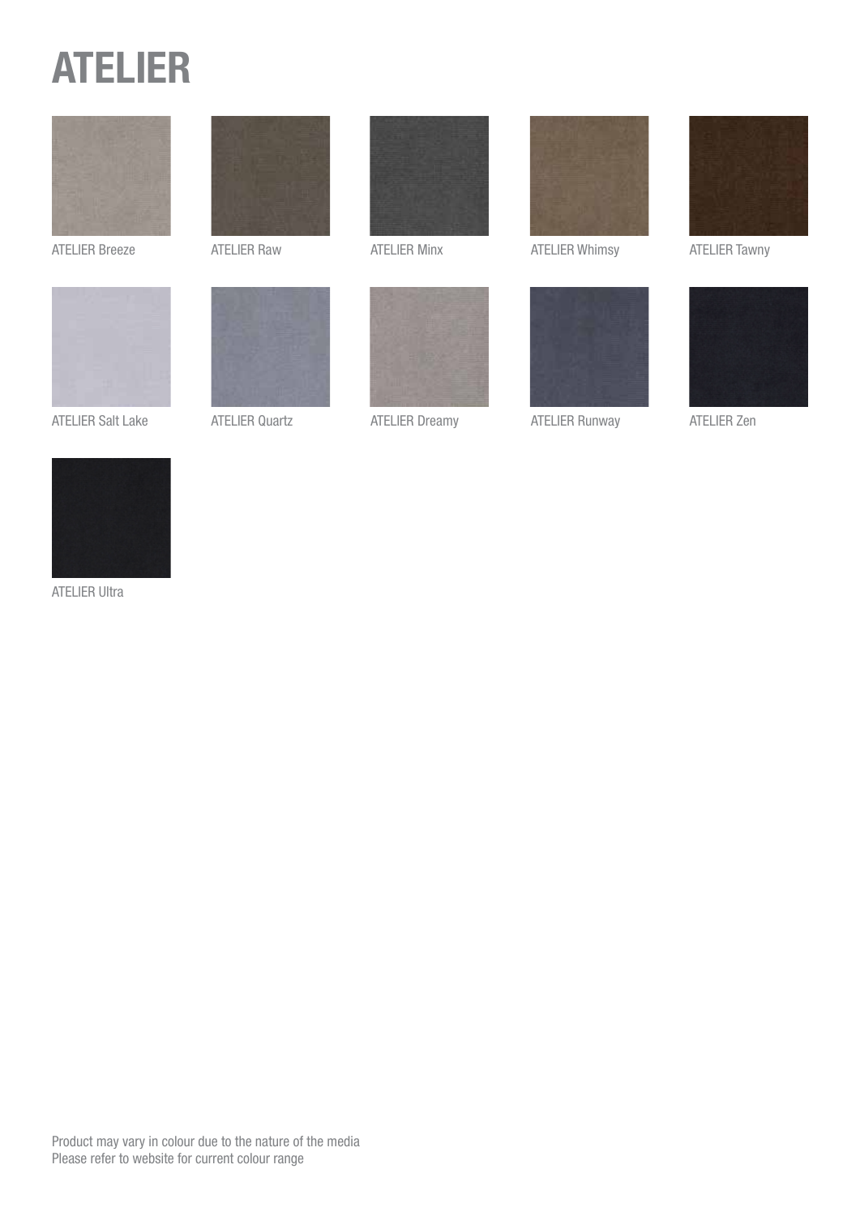# ATELIER

ATELIER Breeze

ATELIER Raw

ATELIER Minx

ATELIER Whimsy

ATELIER Tawny

ATELIER Salt Lake

ATELIER Quartz

ATELIER Dreamy

ATELIER Runway

ATELIER Zen

ATELIER Ultra

Product may vary in colour due to the nature of the media
Please refer to website for current colour range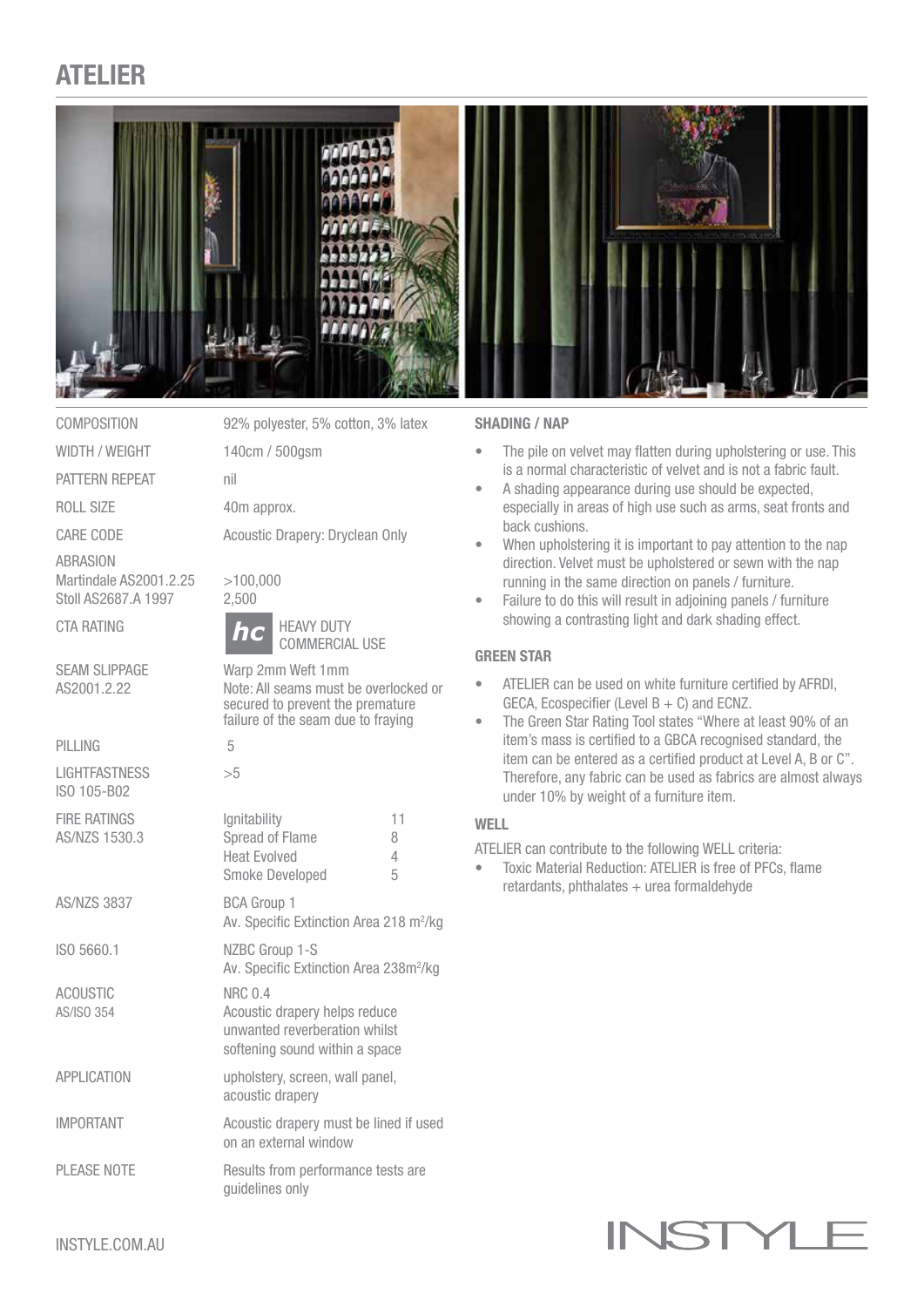# ATELIER

| | |
|---|---|
| COMPOSITION | 92% polyester, 5% cotton, 3% latex |
| WIDTH / WEIGHT | 140cm / 500gsm |
| PATTERN REPEAT | nil |
| ROLL SIZE | 40m approx. |
| CARE CODE | Acoustic Drapery: Dryclean Only |
| ABRASION<br>Martindale AS2001.2.25<br>Stoll AS2687.A 1997 | <br>>100,000<br>2,500 |
| CTA RATING | hc HEAVY DUTY COMMERCIAL USE |
| SEAM SLIPPAGE<br>AS2001.2.22 | Warp 2mm Weft 1mm<br>Note: All seams must be overlocked or secured to prevent the premature failure of the seam due to fraying |
| PILLING | 5 |
| LIGHTFASTNESS<br>ISO 105-B02 | >5 |
| FIRE RATINGS<br>AS/NZS 1530.3 | Ignitability 11<br>Spread of Flame 8<br>Heat Evolved 4<br>Smoke Developed 5 |
| AS/NZS 3837 | BCA Group 1<br>Av. Specific Extinction Area 218 $m^2/kg$ |
| ISO 5660.1 | NZBC Group 1-S<br>Av. Specific Extinction Area 238$m^2/kg$ |
| ACOUSTIC<br>AS/ISO 354 | NRC 0.4<br>Acoustic drapery helps reduce unwanted reverberation whilst softening sound within a space |
| APPLICATION | upholstery, screen, wall panel, acoustic drapery |
| IMPORTANT | Acoustic drapery must be lined if used on an external window |
| PLEASE NOTE | Results from performance tests are guidelines only |

### SHADING / NAP

- The pile on velvet may flatten during upholstering or use. This is a normal characteristic of velvet and is not a fabric fault.
- A shading appearance during use should be expected, especially in areas of high use such as arms, seat fronts and back cushions.
- When upholstering it is important to pay attention to the nap direction. Velvet must be upholstered or sewn with the nap running in the same direction on panels / furniture.
- Failure to do this will result in adjoining panels / furniture showing a contrasting light and dark shading effect.

### GREEN STAR

- ATELIER can be used on white furniture certified by AFRDI, GECA, Ecospecifier (Level B + C) and ECNZ.
- The Green Star Rating Tool states "Where at least 90% of an item's mass is certified to a GBCA recognised standard, the item can be entered as a certified product at Level A, B or C". Therefore, any fabric can be used as fabrics are almost always under 10% by weight of a furniture item.

### WELL

ATELIER can contribute to the following WELL criteria:

- Toxic Material Reduction: ATELIER is free of PFCs, flame retardants, phthalates + urea formaldehyde

INSTYLE.COM.AU

INSTYLE